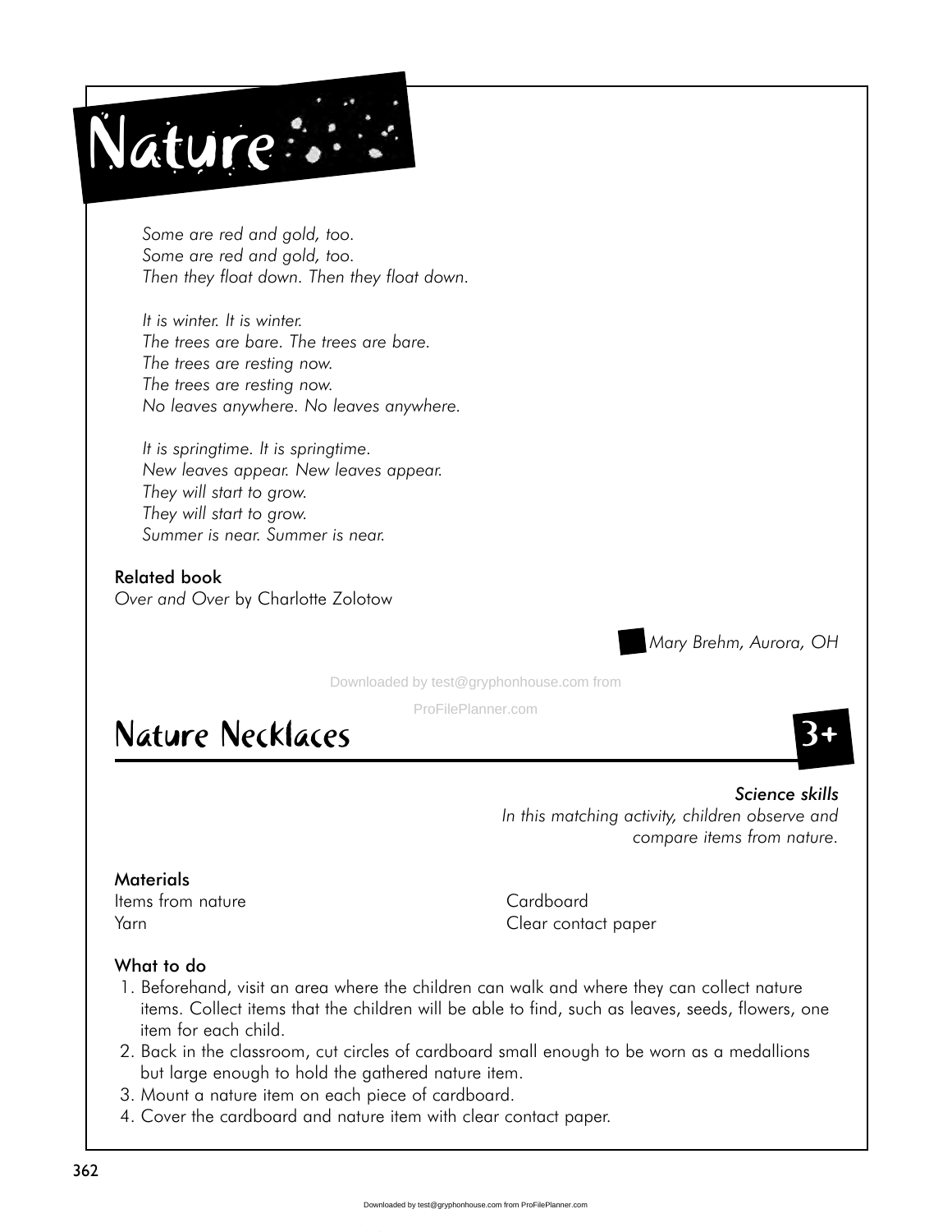# Nature

*Some are red and gold, too.*
*Some are red and gold, too.*
*Then they float down. Then they float down.*

*It is winter. It is winter.*
*The trees are bare. The trees are bare.*
*The trees are resting now.*
*The trees are resting now.*
*No leaves anywhere. No leaves anywhere.*

*It is springtime. It is springtime.*
*New leaves appear. New leaves appear.*
*They will start to grow.*
*They will start to grow.*
*Summer is near. Summer is near.*

**Related book**

*Over and Over* by Charlotte Zolotow

*Mary Brehm, Aurora, OH*

## Nature Necklaces

**3+**

*Science skills*

*In this matching activity, children observe and compare items from nature.*

**Materials**

Items from nature
Yarn
Cardboard
Clear contact paper

**What to do**

1. Beforehand, visit an area where the children can walk and where they can collect nature items. Collect items that the children will be able to find, such as leaves, seeds, flowers, one item for each child.
2. Back in the classroom, cut circles of cardboard small enough to be worn as a medallions but large enough to hold the gathered nature item.
3. Mount a nature item on each piece of cardboard.
4. Cover the cardboard and nature item with clear contact paper.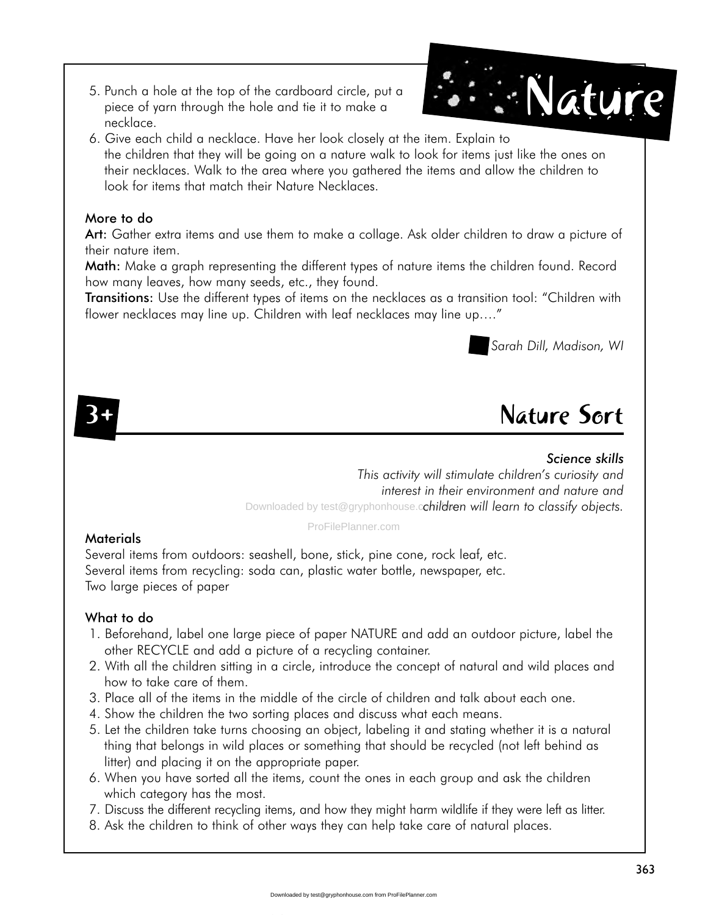5. Punch a hole at the top of the cardboard circle, put a piece of yarn through the hole and tie it to make a necklace.
6. Give each child a necklace. Have her look closely at the item. Explain to the children that they will be going on a nature walk to look for items just like the ones on their necklaces. Walk to the area where you gathered the items and allow the children to look for items that match their Nature Necklaces.

### More to do

**Art:** Gather extra items and use them to make a collage. Ask older children to draw a picture of their nature item.

**Math:** Make a graph representing the different types of nature items the children found. Record how many leaves, how many seeds, etc., they found.

**Transitions:** Use the different types of items on the necklaces as a transition tool: "Children with flower necklaces may line up. Children with leaf necklaces may line up…."

*Sarah Dill, Madison, WI*

## 3+ Nature Sort

*Science skills*

*This activity will stimulate children's curiosity and interest in their environment and nature and children will learn to classify objects.*

### Materials

Several items from outdoors: seashell, bone, stick, pine cone, rock leaf, etc.
Several items from recycling: soda can, plastic water bottle, newspaper, etc.
Two large pieces of paper

### What to do

1. Beforehand, label one large piece of paper NATURE and add an outdoor picture, label the other RECYCLE and add a picture of a recycling container.
2. With all the children sitting in a circle, introduce the concept of natural and wild places and how to take care of them.
3. Place all of the items in the middle of the circle of children and talk about each one.
4. Show the children the two sorting places and discuss what each means.
5. Let the children take turns choosing an object, labeling it and stating whether it is a natural thing that belongs in wild places or something that should be recycled (not left behind as litter) and placing it on the appropriate paper.
6. When you have sorted all the items, count the ones in each group and ask the children which category has the most.
7. Discuss the different recycling items, and how they might harm wildlife if they were left as litter.
8. Ask the children to think of other ways they can help take care of natural places.